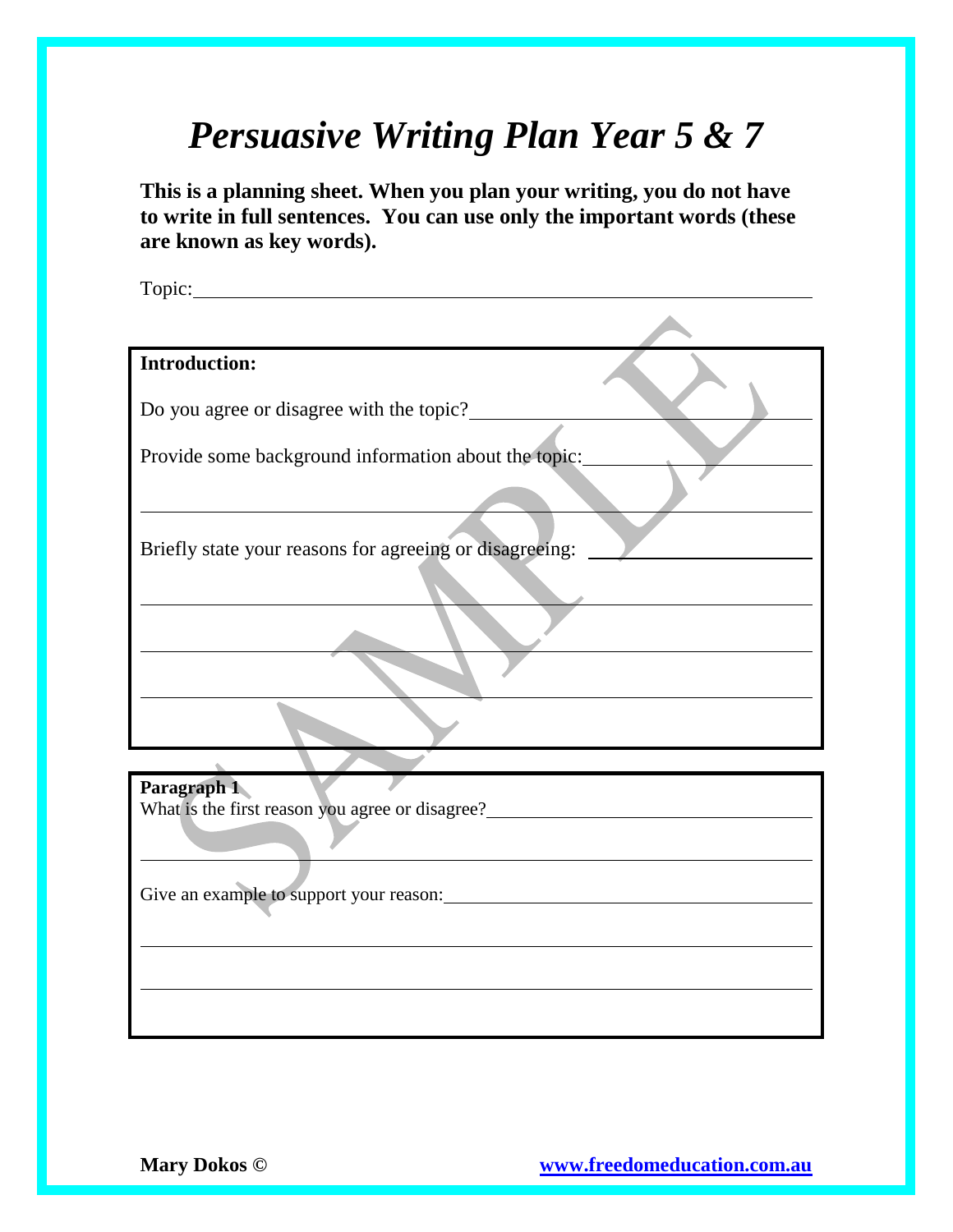# *Persuasive Writing Plan Year 5 & 7*

**This is a planning sheet. When you plan your writing, you do not have to write in full sentences. You can use only the important words (these are known as key words).**

Topic: ____________________________________________

**Introduction:**

Do you agree or disagree with the topic? ____________________________

Provide some background information about the topic: ____________________

____________________________________________

Briefly state your reasons for agreeing or disagreeing: ____________________

____________________________________________

____________________________________________

____________________________________________

**Paragraph 1**

What is the first reason you agree or disagree? ____________________________

____________________________________________

Give an example to support your reason: ____________________________

____________________________________________

____________________________________________

**Mary Dokos ©** **www.freedomeducation.com.au**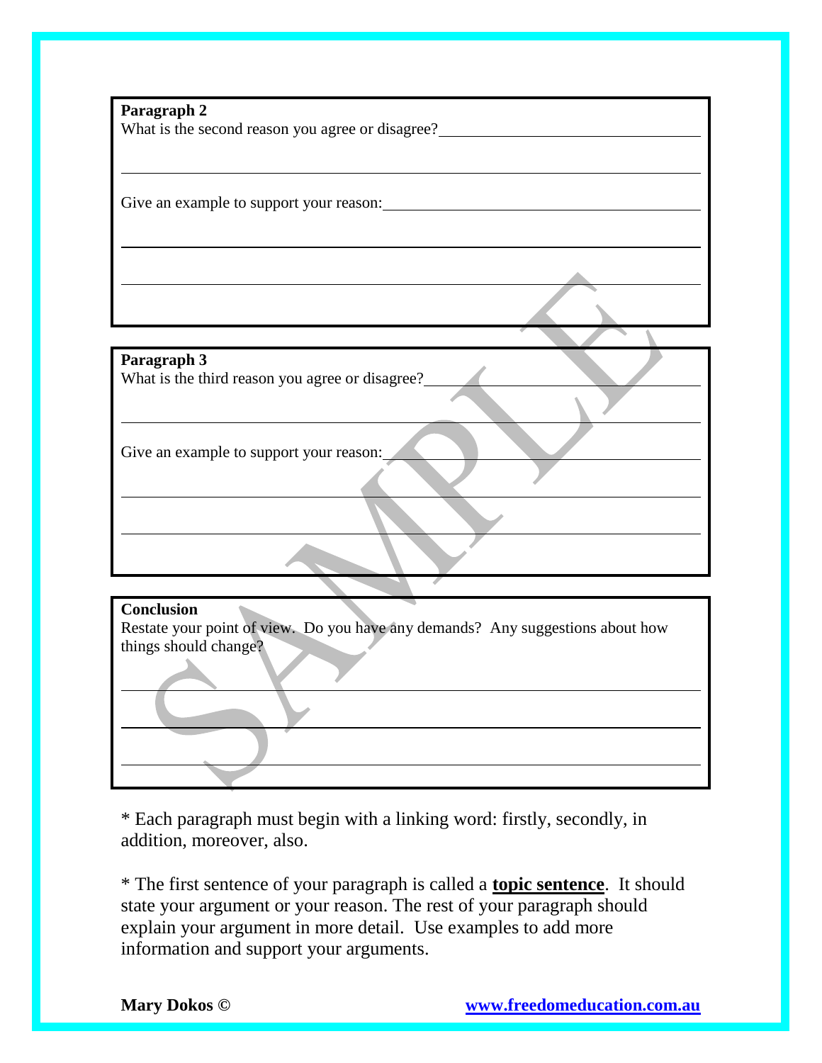**Paragraph 2**

What is the second reason you agree or disagree?

Give an example to support your reason:

**Paragraph 3**

What is the third reason you agree or disagree?

Give an example to support your reason:

**Conclusion**

Restate your point of view. Do you have any demands? Any suggestions about how things should change?

* Each paragraph must begin with a linking word: firstly, secondly, in addition, moreover, also.

* The first sentence of your paragraph is called a **topic sentence**. It should state your argument or your reason. The rest of your paragraph should explain your argument in more detail. Use examples to add more information and support your arguments.

**Mary Dokos ©** **www.freedomeducation.com.au**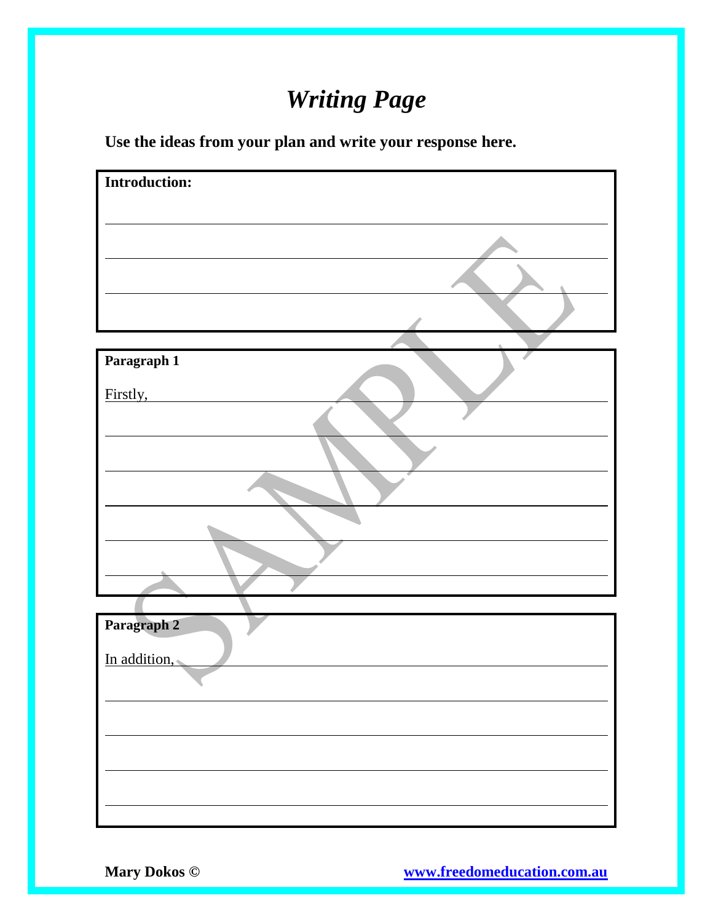# *Writing Page*

**Use the ideas from your plan and write your response here.**

**Introduction:**

______________________________________________________________________

______________________________________________________________________

______________________________________________________________________

**Paragraph 1**

Firstly, ______________________________________________________________

______________________________________________________________________

______________________________________________________________________

______________________________________________________________________

______________________________________________________________________

______________________________________________________________________

**Paragraph 2**

In addition, __________________________________________________________

______________________________________________________________________

______________________________________________________________________

______________________________________________________________________

______________________________________________________________________

Mary Dokos © www.freedomeducation.com.au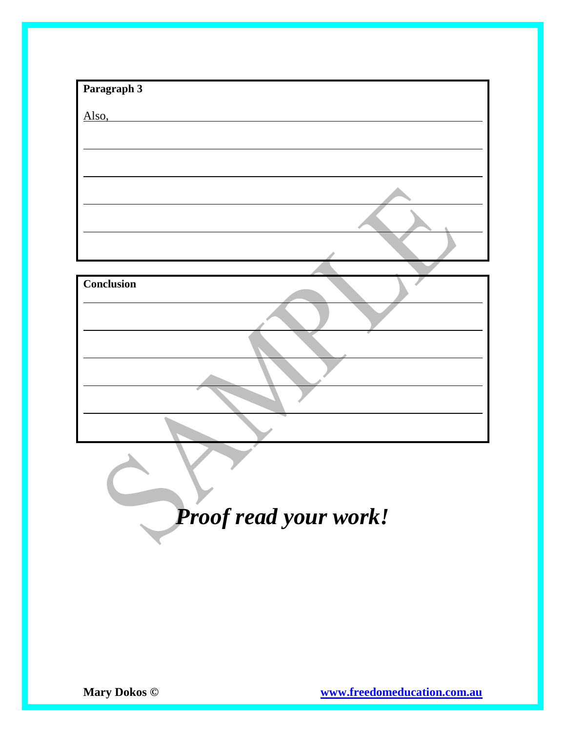**Paragraph 3**

Also, \_\_\_\_\_\_\_\_\_\_\_\_\_\_\_\_\_\_\_\_\_\_\_\_\_\_\_\_\_\_\_\_\_\_\_\_\_\_\_\_\_\_\_\_\_\_\_\_\_\_\_\_\_\_\_\_\_\_\_\_

\_\_\_\_\_\_\_\_\_\_\_\_\_\_\_\_\_\_\_\_\_\_\_\_\_\_\_\_\_\_\_\_\_\_\_\_\_\_\_\_\_\_\_\_\_\_\_\_\_\_\_\_\_\_\_\_\_\_\_\_\_\_\_\_

\_\_\_\_\_\_\_\_\_\_\_\_\_\_\_\_\_\_\_\_\_\_\_\_\_\_\_\_\_\_\_\_\_\_\_\_\_\_\_\_\_\_\_\_\_\_\_\_\_\_\_\_\_\_\_\_\_\_\_\_\_\_\_\_

\_\_\_\_\_\_\_\_\_\_\_\_\_\_\_\_\_\_\_\_\_\_\_\_\_\_\_\_\_\_\_\_\_\_\_\_\_\_\_\_\_\_\_\_\_\_\_\_\_\_\_\_\_\_\_\_\_\_\_\_\_\_\_\_

\_\_\_\_\_\_\_\_\_\_\_\_\_\_\_\_\_\_\_\_\_\_\_\_\_\_\_\_\_\_\_\_\_\_\_\_\_\_\_\_\_\_\_\_\_\_\_\_\_\_\_\_\_\_\_\_\_\_\_\_\_\_\_\_

**Conclusion**

\_\_\_\_\_\_\_\_\_\_\_\_\_\_\_\_\_\_\_\_\_\_\_\_\_\_\_\_\_\_\_\_\_\_\_\_\_\_\_\_\_\_\_\_\_\_\_\_\_\_\_\_\_\_\_\_\_\_\_\_\_\_\_\_

\_\_\_\_\_\_\_\_\_\_\_\_\_\_\_\_\_\_\_\_\_\_\_\_\_\_\_\_\_\_\_\_\_\_\_\_\_\_\_\_\_\_\_\_\_\_\_\_\_\_\_\_\_\_\_\_\_\_\_\_\_\_\_\_

\_\_\_\_\_\_\_\_\_\_\_\_\_\_\_\_\_\_\_\_\_\_\_\_\_\_\_\_\_\_\_\_\_\_\_\_\_\_\_\_\_\_\_\_\_\_\_\_\_\_\_\_\_\_\_\_\_\_\_\_\_\_\_\_

\_\_\_\_\_\_\_\_\_\_\_\_\_\_\_\_\_\_\_\_\_\_\_\_\_\_\_\_\_\_\_\_\_\_\_\_\_\_\_\_\_\_\_\_\_\_\_\_\_\_\_\_\_\_\_\_\_\_\_\_\_\_\_\_

\_\_\_\_\_\_\_\_\_\_\_\_\_\_\_\_\_\_\_\_\_\_\_\_\_\_\_\_\_\_\_\_\_\_\_\_\_\_\_\_\_\_\_\_\_\_\_\_\_\_\_\_\_\_\_\_\_\_\_\_\_\_\_\_

SAMPLE

***Proof read your work!***

**Mary Dokos ©** **www.freedomeducation.com.au**